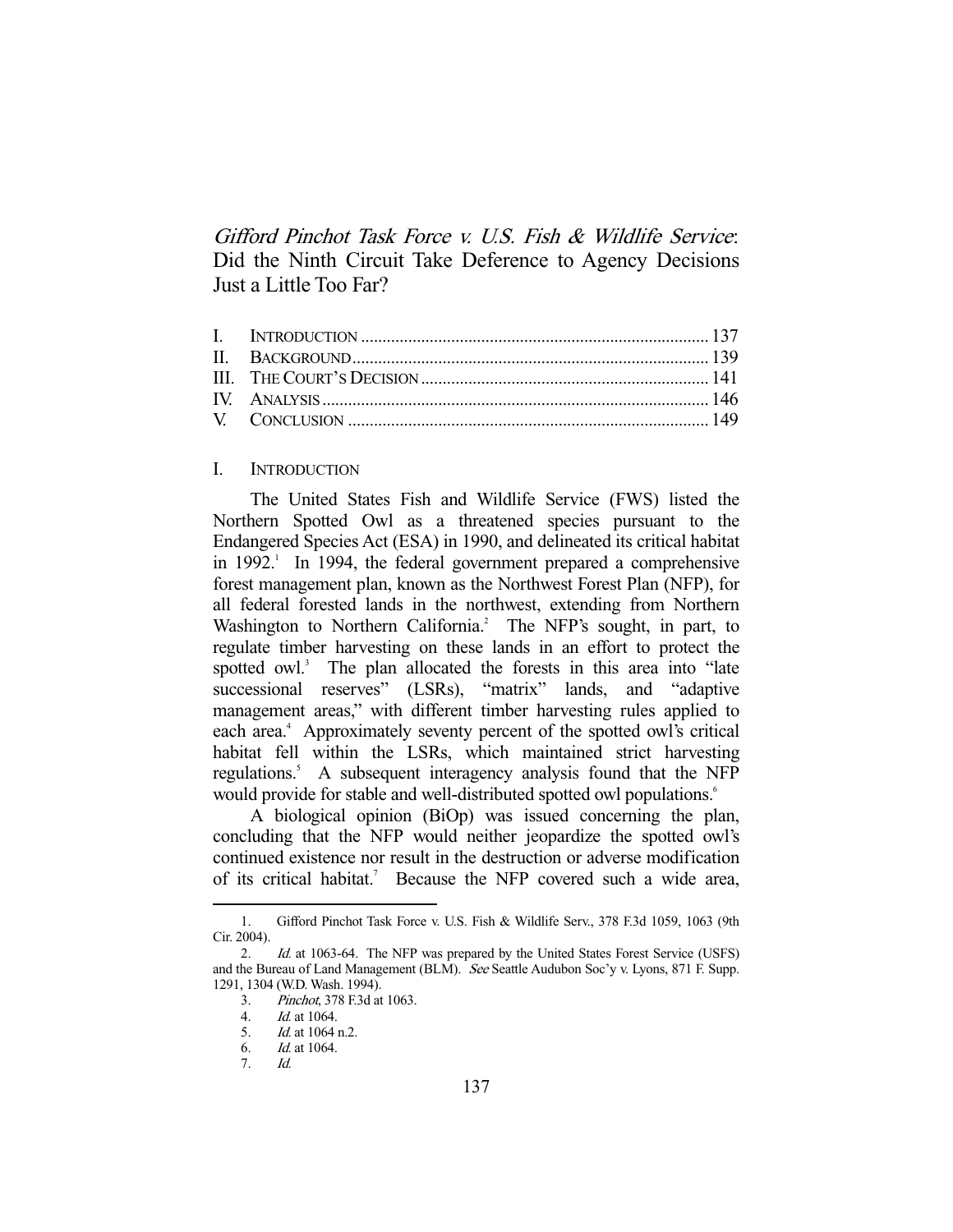# *Gifford Pinchot Task Force v. U.S. Fish & Wildlife Service*: Did the Ninth Circuit Take Deference to Agency Decisions Just a Little Too Far?

| | |
|---|---|
| I. INTRODUCTION | 137 |
| II. BACKGROUND | 139 |
| III. THE COURT'S DECISION | 141 |
| IV. ANALYSIS | 146 |
| V. CONCLUSION | 149 |

## I. INTRODUCTION

The United States Fish and Wildlife Service (FWS) listed the Northern Spotted Owl as a threatened species pursuant to the Endangered Species Act (ESA) in 1990, and delineated its critical habitat in 1992.[1] In 1994, the federal government prepared a comprehensive forest management plan, known as the Northwest Forest Plan (NFP), for all federal forested lands in the northwest, extending from Northern Washington to Northern California.[2] The NFP's sought, in part, to regulate timber harvesting on these lands in an effort to protect the spotted owl.[3] The plan allocated the forests in this area into "late successional reserves" (LSRs), "matrix" lands, and "adaptive management areas," with different timber harvesting rules applied to each area.[4] Approximately seventy percent of the spotted owl's critical habitat fell within the LSRs, which maintained strict harvesting regulations.[5] A subsequent interagency analysis found that the NFP would provide for stable and well-distributed spotted owl populations.[6]

A biological opinion (BiOp) was issued concerning the plan, concluding that the NFP would neither jeopardize the spotted owl's continued existence nor result in the destruction or adverse modification of its critical habitat.[7] Because the NFP covered such a wide area,

---

1. Gifford Pinchot Task Force v. U.S. Fish & Wildlife Serv., 378 F.3d 1059, 1063 (9th Cir. 2004).
2. *Id.* at 1063-64. The NFP was prepared by the United States Forest Service (USFS) and the Bureau of Land Management (BLM). *See* Seattle Audubon Soc'y v. Lyons, 871 F. Supp. 1291, 1304 (W.D. Wash. 1994).
3. *Pinchot*, 378 F.3d at 1063.
4. *Id.* at 1064.
5. *Id.* at 1064 n.2.
6. *Id.* at 1064.
7. *Id.*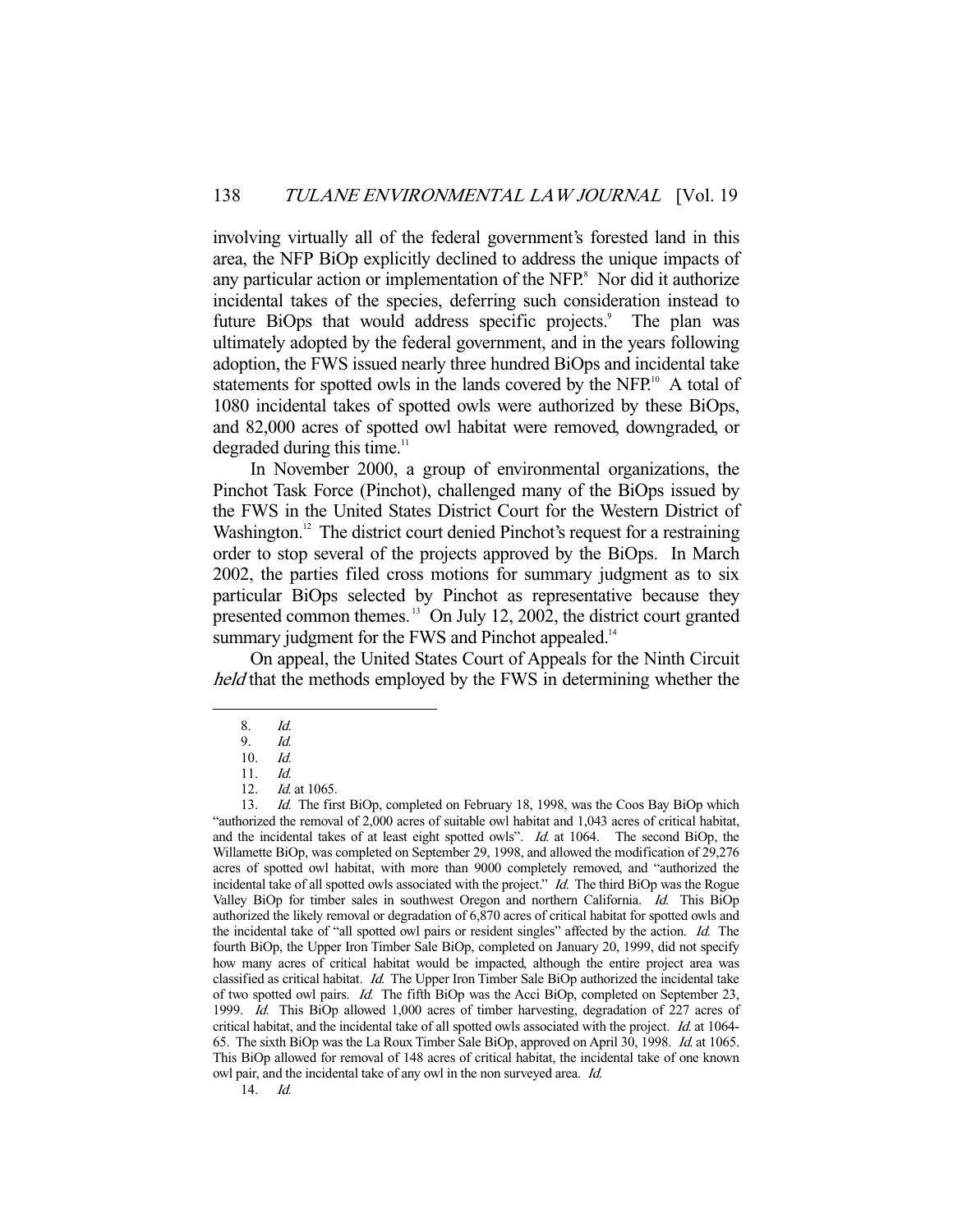involving virtually all of the federal government's forested land in this area, the NFP BiOp explicitly declined to address the unique impacts of any particular action or implementation of the NFP.[8] Nor did it authorize incidental takes of the species, deferring such consideration instead to future BiOps that would address specific projects.[9] The plan was ultimately adopted by the federal government, and in the years following adoption, the FWS issued nearly three hundred BiOps and incidental take statements for spotted owls in the lands covered by the NFP.[10] A total of 1080 incidental takes of spotted owls were authorized by these BiOps, and 82,000 acres of spotted owl habitat were removed, downgraded, or degraded during this time.[11]

In November 2000, a group of environmental organizations, the Pinchot Task Force (Pinchot), challenged many of the BiOps issued by the FWS in the United States District Court for the Western District of Washington.[12] The district court denied Pinchot's request for a restraining order to stop several of the projects approved by the BiOps. In March 2002, the parties filed cross motions for summary judgment as to six particular BiOps selected by Pinchot as representative because they presented common themes.[13] On July 12, 2002, the district court granted summary judgment for the FWS and Pinchot appealed.[14]

On appeal, the United States Court of Appeals for the Ninth Circuit *held* that the methods employed by the FWS in determining whether the

---

8. *Id.*

9. *Id.*

10. *Id.*

11. *Id.*

12. *Id.* at 1065.

13. *Id.* The first BiOp, completed on February 18, 1998, was the Coos Bay BiOp which "authorized the removal of 2,000 acres of suitable owl habitat and 1,043 acres of critical habitat, and the incidental takes of at least eight spotted owls". *Id.* at 1064. The second BiOp, the Willamette BiOp, was completed on September 29, 1998, and allowed the modification of 29,276 acres of spotted owl habitat, with more than 9000 completely removed, and "authorized the incidental take of all spotted owls associated with the project." *Id.* The third BiOp was the Rogue Valley BiOp for timber sales in southwest Oregon and northern California. *Id.* This BiOp authorized the likely removal or degradation of 6,870 acres of critical habitat for spotted owls and the incidental take of "all spotted owl pairs or resident singles" affected by the action. *Id.* The fourth BiOp, the Upper Iron Timber Sale BiOp, completed on January 20, 1999, did not specify how many acres of critical habitat would be impacted, although the entire project area was classified as critical habitat. *Id.* The Upper Iron Timber Sale BiOp authorized the incidental take of two spotted owl pairs. *Id.* The fifth BiOp was the Acci BiOp, completed on September 23, 1999. *Id.* This BiOp allowed 1,000 acres of timber harvesting, degradation of 227 acres of critical habitat, and the incidental take of all spotted owls associated with the project. *Id.* at 1064-65. The sixth BiOp was the La Roux Timber Sale BiOp, approved on April 30, 1998. *Id.* at 1065. This BiOp allowed for removal of 148 acres of critical habitat, the incidental take of one known owl pair, and the incidental take of any owl in the non surveyed area. *Id.*

14. *Id.*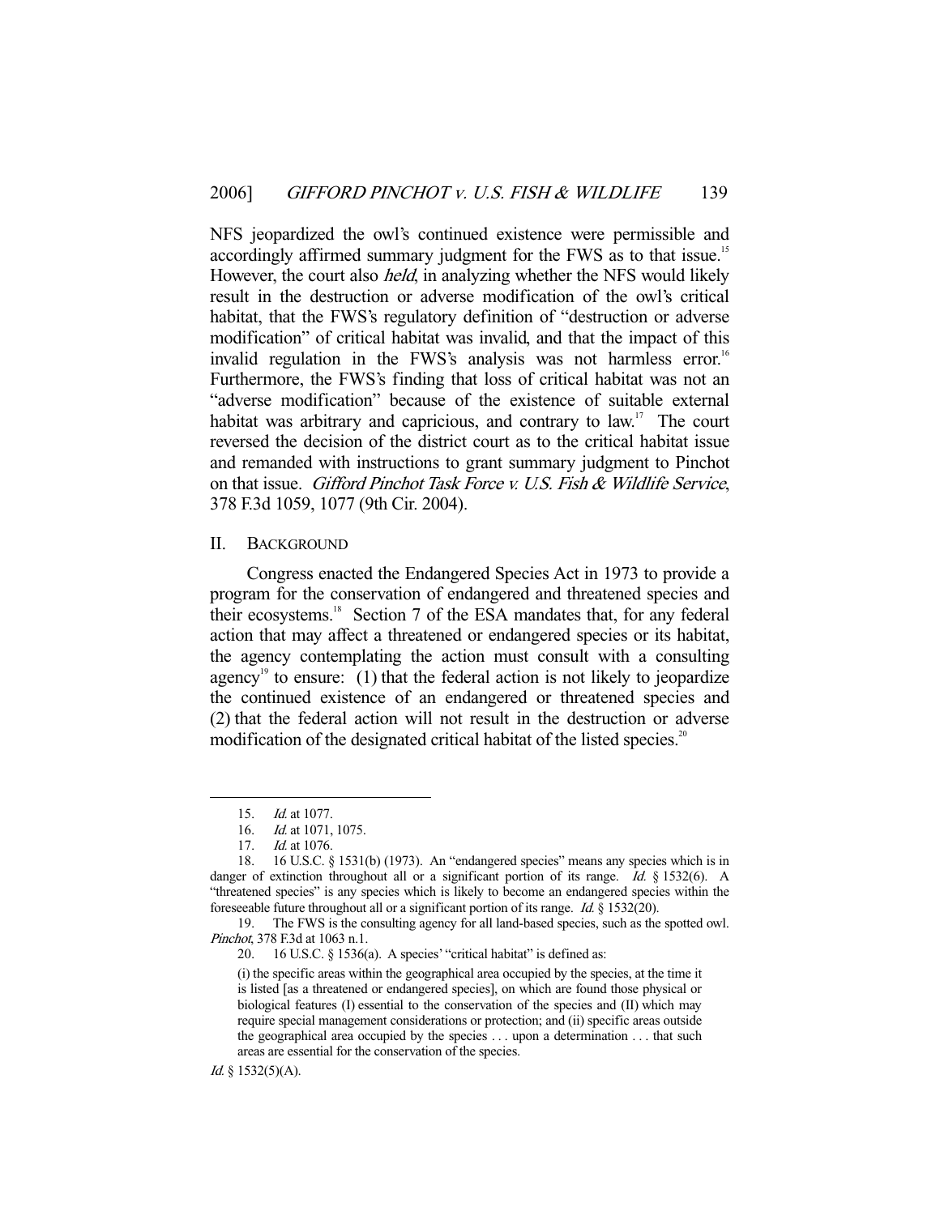NFS jeopardized the owl's continued existence were permissible and accordingly affirmed summary judgment for the FWS as to that issue.[15] However, the court also *held*, in analyzing whether the NFS would likely result in the destruction or adverse modification of the owl's critical habitat, that the FWS's regulatory definition of "destruction or adverse modification" of critical habitat was invalid, and that the impact of this invalid regulation in the FWS's analysis was not harmless error.[16] Furthermore, the FWS's finding that loss of critical habitat was not an "adverse modification" because of the existence of suitable external habitat was arbitrary and capricious, and contrary to law.[17] The court reversed the decision of the district court as to the critical habitat issue and remanded with instructions to grant summary judgment to Pinchot on that issue. *Gifford Pinchot Task Force v. U.S. Fish & Wildlife Service*, 378 F.3d 1059, 1077 (9th Cir. 2004).

## II. Background

Congress enacted the Endangered Species Act in 1973 to provide a program for the conservation of endangered and threatened species and their ecosystems.[18] Section 7 of the ESA mandates that, for any federal action that may affect a threatened or endangered species or its habitat, the agency contemplating the action must consult with a consulting agency[19] to ensure: (1) that the federal action is not likely to jeopardize the continued existence of an endangered or threatened species and (2) that the federal action will not result in the destruction or adverse modification of the designated critical habitat of the listed species.[20]

---

15. *Id.* at 1077.

16. *Id.* at 1071, 1075.

17. *Id.* at 1076.

18. 16 U.S.C. § 1531(b) (1973). An "endangered species" means any species which is in danger of extinction throughout all or a significant portion of its range. *Id.* § 1532(6). A "threatened species" is any species which is likely to become an endangered species within the foreseeable future throughout all or a significant portion of its range. *Id.* § 1532(20).

19. The FWS is the consulting agency for all land-based species, such as the spotted owl. *Pinchot*, 378 F.3d at 1063 n.1.

20. 16 U.S.C. § 1536(a). A species' "critical habitat" is defined as:

> (i) the specific areas within the geographical area occupied by the species, at the time it is listed [as a threatened or endangered species], on which are found those physical or biological features (I) essential to the conservation of the species and (II) which may require special management considerations or protection; and (ii) specific areas outside the geographical area occupied by the species . . . upon a determination . . . that such areas are essential for the conservation of the species.

*Id.* § 1532(5)(A).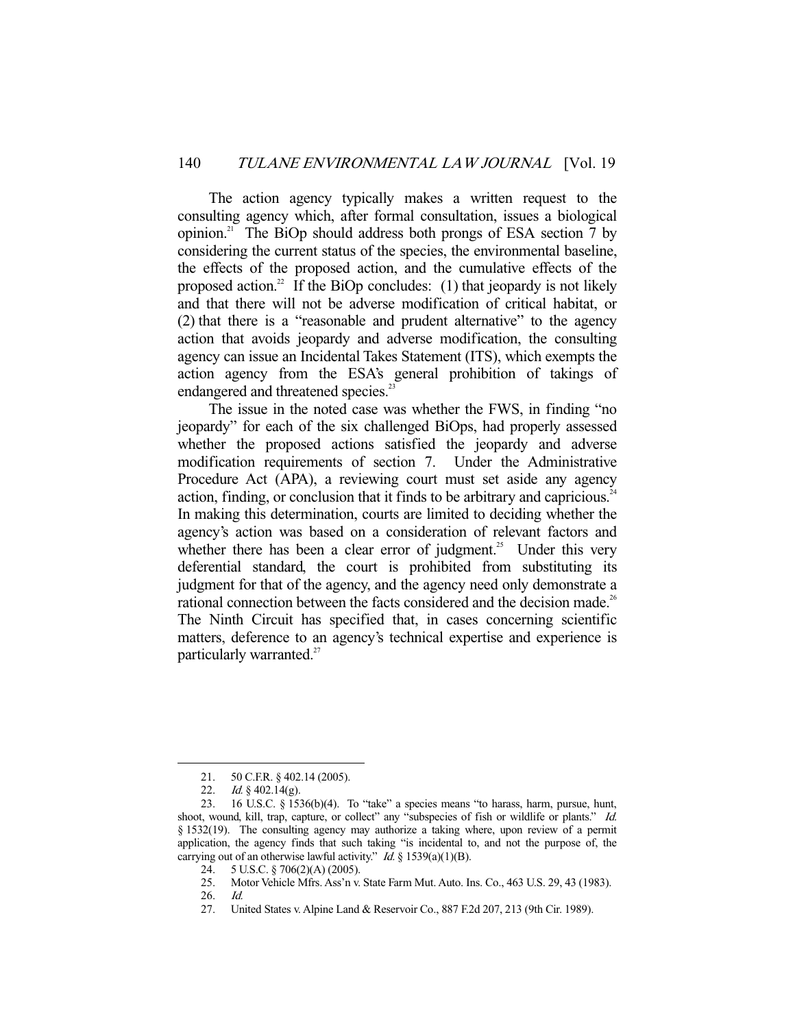The action agency typically makes a written request to the consulting agency which, after formal consultation, issues a biological opinion.[21] The BiOp should address both prongs of ESA section 7 by considering the current status of the species, the environmental baseline, the effects of the proposed action, and the cumulative effects of the proposed action.[22] If the BiOp concludes: (1) that jeopardy is not likely and that there will not be adverse modification of critical habitat, or (2) that there is a "reasonable and prudent alternative" to the agency action that avoids jeopardy and adverse modification, the consulting agency can issue an Incidental Takes Statement (ITS), which exempts the action agency from the ESA's general prohibition of takings of endangered and threatened species.[23]

The issue in the noted case was whether the FWS, in finding "no jeopardy" for each of the six challenged BiOps, had properly assessed whether the proposed actions satisfied the jeopardy and adverse modification requirements of section 7. Under the Administrative Procedure Act (APA), a reviewing court must set aside any agency action, finding, or conclusion that it finds to be arbitrary and capricious.[24] In making this determination, courts are limited to deciding whether the agency's action was based on a consideration of relevant factors and whether there has been a clear error of judgment.[25] Under this very deferential standard, the court is prohibited from substituting its judgment for that of the agency, and the agency need only demonstrate a rational connection between the facts considered and the decision made.[26] The Ninth Circuit has specified that, in cases concerning scientific matters, deference to an agency's technical expertise and experience is particularly warranted.[27]

---

21. 50 C.F.R. § 402.14 (2005).

22. *Id.* § 402.14(g).

23. 16 U.S.C. § 1536(b)(4). To "take" a species means "to harass, harm, pursue, hunt, shoot, wound, kill, trap, capture, or collect" any "subspecies of fish or wildlife or plants." *Id.* § 1532(19). The consulting agency may authorize a taking where, upon review of a permit application, the agency finds that such taking "is incidental to, and not the purpose of, the carrying out of an otherwise lawful activity." *Id.* § 1539(a)(1)(B).

24. 5 U.S.C. § 706(2)(A) (2005).

25. Motor Vehicle Mfrs. Ass'n v. State Farm Mut. Auto. Ins. Co., 463 U.S. 29, 43 (1983).

26. *Id.*

27. United States v. Alpine Land & Reservoir Co., 887 F.2d 207, 213 (9th Cir. 1989).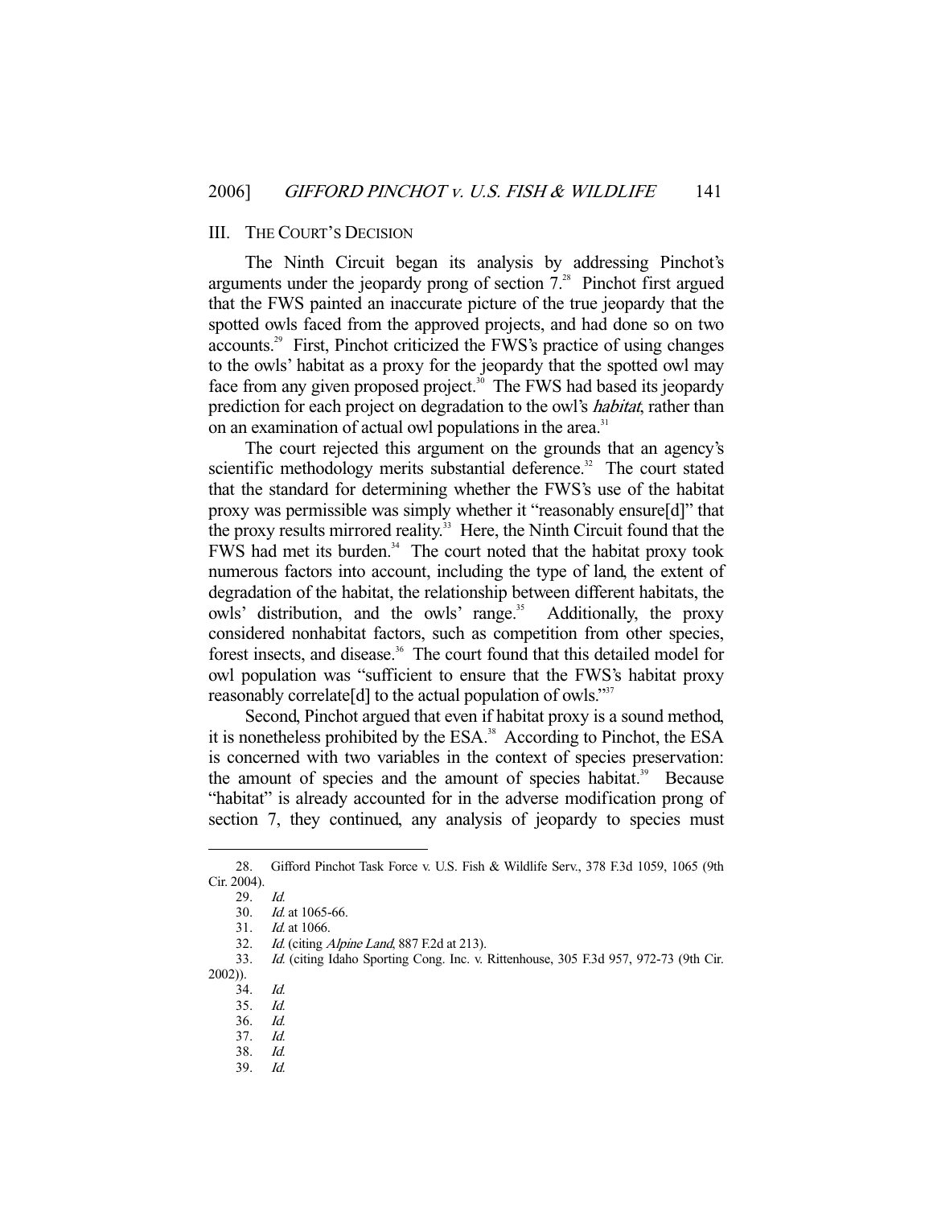## III. THE COURT'S DECISION

The Ninth Circuit began its analysis by addressing Pinchot's arguments under the jeopardy prong of section 7.[28] Pinchot first argued that the FWS painted an inaccurate picture of the true jeopardy that the spotted owls faced from the approved projects, and had done so on two accounts.[29] First, Pinchot criticized the FWS's practice of using changes to the owls' habitat as a proxy for the jeopardy that the spotted owl may face from any given proposed project.[30] The FWS had based its jeopardy prediction for each project on degradation to the owl's *habitat*, rather than on an examination of actual owl populations in the area.[31]

The court rejected this argument on the grounds that an agency's scientific methodology merits substantial deference.[32] The court stated that the standard for determining whether the FWS's use of the habitat proxy was permissible was simply whether it "reasonably ensure[d]" that the proxy results mirrored reality.[33] Here, the Ninth Circuit found that the FWS had met its burden.[34] The court noted that the habitat proxy took numerous factors into account, including the type of land, the extent of degradation of the habitat, the relationship between different habitats, the owls' distribution, and the owls' range.[35] Additionally, the proxy considered nonhabitat factors, such as competition from other species, forest insects, and disease.[36] The court found that this detailed model for owl population was "sufficient to ensure that the FWS's habitat proxy reasonably correlate[d] to the actual population of owls."[37]

Second, Pinchot argued that even if habitat proxy is a sound method, it is nonetheless prohibited by the ESA.[38] According to Pinchot, the ESA is concerned with two variables in the context of species preservation: the amount of species and the amount of species habitat.[39] Because "habitat" is already accounted for in the adverse modification prong of section 7, they continued, any analysis of jeopardy to species must

---

28. Gifford Pinchot Task Force v. U.S. Fish & Wildlife Serv., 378 F.3d 1059, 1065 (9th Cir. 2004).

29. *Id.*

30. *Id.* at 1065-66.

31. *Id.* at 1066.

32. *Id.* (citing *Alpine Land*, 887 F.2d at 213).

33. *Id.* (citing Idaho Sporting Cong. Inc. v. Rittenhouse, 305 F.3d 957, 972-73 (9th Cir. 2002)).

34. *Id.*

35. *Id.*

36. *Id.*

37. *Id.*

38. *Id.*

39. *Id.*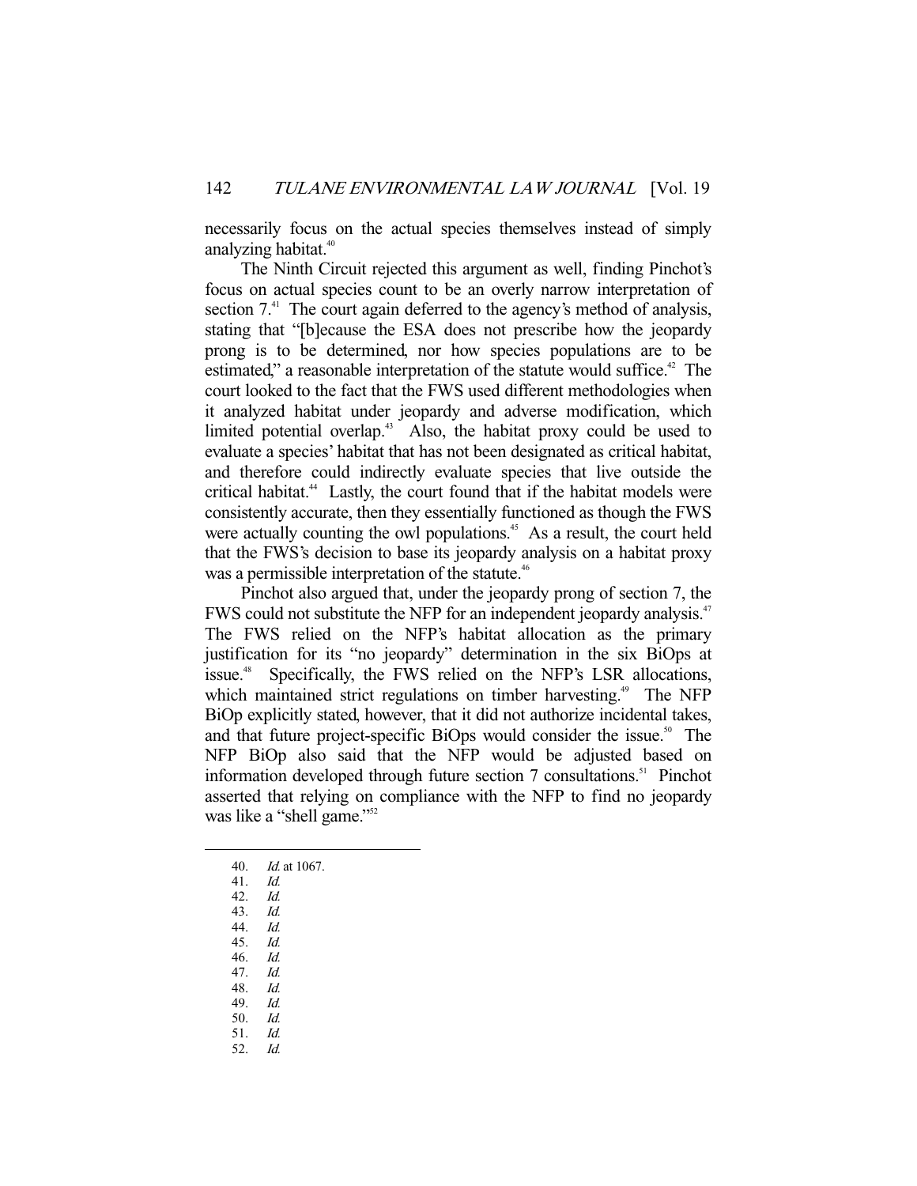necessarily focus on the actual species themselves instead of simply analyzing habitat.[40]

The Ninth Circuit rejected this argument as well, finding Pinchot's focus on actual species count to be an overly narrow interpretation of section 7.[41] The court again deferred to the agency's method of analysis, stating that "[b]ecause the ESA does not prescribe how the jeopardy prong is to be determined, nor how species populations are to be estimated," a reasonable interpretation of the statute would suffice.[42] The court looked to the fact that the FWS used different methodologies when it analyzed habitat under jeopardy and adverse modification, which limited potential overlap.[43] Also, the habitat proxy could be used to evaluate a species' habitat that has not been designated as critical habitat, and therefore could indirectly evaluate species that live outside the critical habitat.[44] Lastly, the court found that if the habitat models were consistently accurate, then they essentially functioned as though the FWS were actually counting the owl populations.[45] As a result, the court held that the FWS's decision to base its jeopardy analysis on a habitat proxy was a permissible interpretation of the statute.[46]

Pinchot also argued that, under the jeopardy prong of section 7, the FWS could not substitute the NFP for an independent jeopardy analysis.[47] The FWS relied on the NFP's habitat allocation as the primary justification for its "no jeopardy" determination in the six BiOps at issue.[48] Specifically, the FWS relied on the NFP's LSR allocations, which maintained strict regulations on timber harvesting.[49] The NFP BiOp explicitly stated, however, that it did not authorize incidental takes, and that future project-specific BiOps would consider the issue.[50] The NFP BiOp also said that the NFP would be adjusted based on information developed through future section 7 consultations.[51] Pinchot asserted that relying on compliance with the NFP to find no jeopardy was like a "shell game."[52]

---

40. *Id.* at 1067.
41. *Id.*
42. *Id.*
43. *Id.*
44. *Id.*
45. *Id.*
46. *Id.*
47. *Id.*
48. *Id.*
49. *Id.*
50. *Id.*
51. *Id.*
52. *Id.*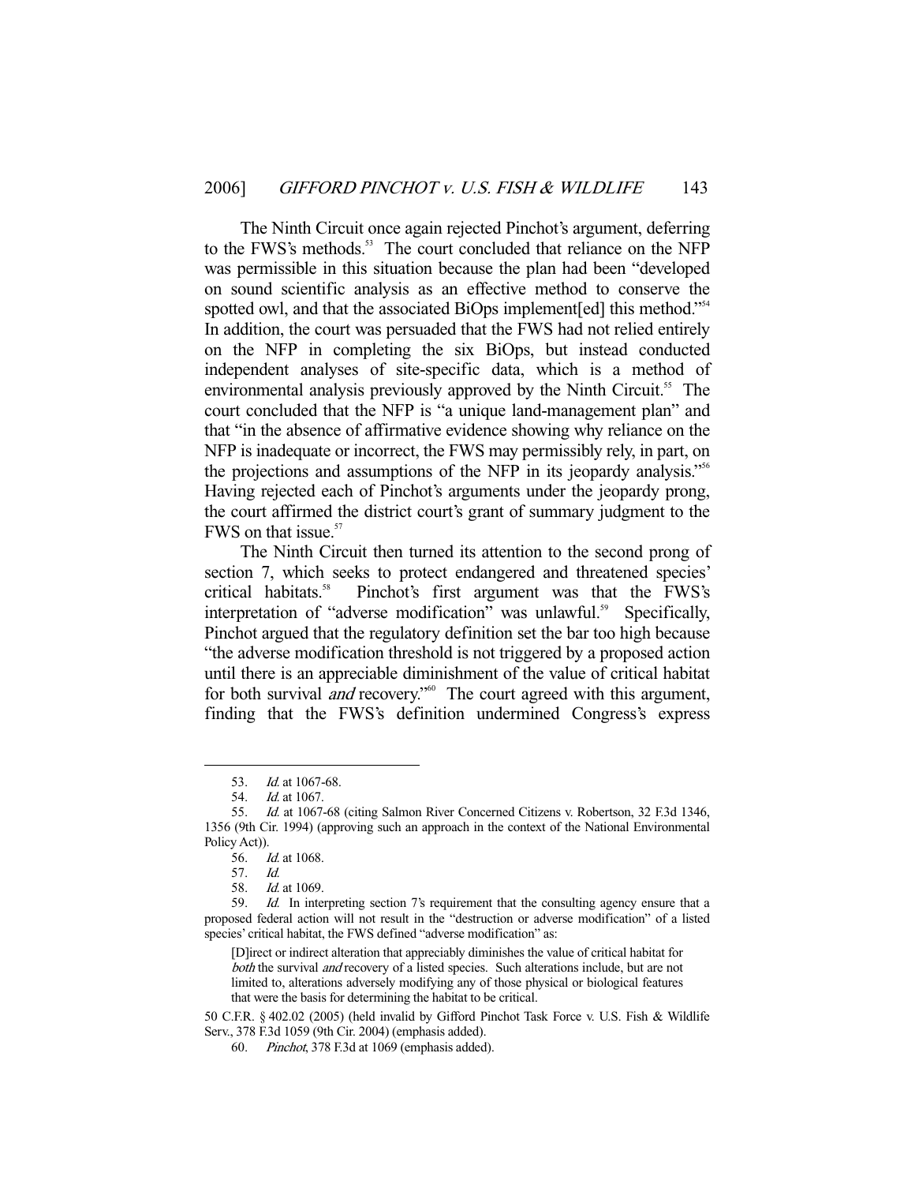The Ninth Circuit once again rejected Pinchot's argument, deferring to the FWS's methods.[53] The court concluded that reliance on the NFP was permissible in this situation because the plan had been "developed on sound scientific analysis as an effective method to conserve the spotted owl, and that the associated BiOps implement[ed] this method."[54] In addition, the court was persuaded that the FWS had not relied entirely on the NFP in completing the six BiOps, but instead conducted independent analyses of site-specific data, which is a method of environmental analysis previously approved by the Ninth Circuit.[55] The court concluded that the NFP is "a unique land-management plan" and that "in the absence of affirmative evidence showing why reliance on the NFP is inadequate or incorrect, the FWS may permissibly rely, in part, on the projections and assumptions of the NFP in its jeopardy analysis."[56] Having rejected each of Pinchot's arguments under the jeopardy prong, the court affirmed the district court's grant of summary judgment to the FWS on that issue.[57]

The Ninth Circuit then turned its attention to the second prong of section 7, which seeks to protect endangered and threatened species' critical habitats.[58] Pinchot's first argument was that the FWS's interpretation of "adverse modification" was unlawful.[59] Specifically, Pinchot argued that the regulatory definition set the bar too high because "the adverse modification threshold is not triggered by a proposed action until there is an appreciable diminishment of the value of critical habitat for both survival *and* recovery."[60] The court agreed with this argument, finding that the FWS's definition undermined Congress's express

---

53. *Id.* at 1067-68.

54. *Id.* at 1067.

55. *Id.* at 1067-68 (citing Salmon River Concerned Citizens v. Robertson, 32 F.3d 1346, 1356 (9th Cir. 1994) (approving such an approach in the context of the National Environmental Policy Act)).

56. *Id.* at 1068.

57. *Id.*

58. *Id.* at 1069.

59. *Id.* In interpreting section 7's requirement that the consulting agency ensure that a proposed federal action will not result in the "destruction or adverse modification" of a listed species' critical habitat, the FWS defined "adverse modification" as:

> [D]irect or indirect alteration that appreciably diminishes the value of critical habitat for *both* the survival *and* recovery of a listed species. Such alterations include, but are not limited to, alterations adversely modifying any of those physical or biological features that were the basis for determining the habitat to be critical.

50 C.F.R. § 402.02 (2005) (held invalid by Gifford Pinchot Task Force v. U.S. Fish & Wildlife Serv., 378 F.3d 1059 (9th Cir. 2004) (emphasis added).

60. *Pinchot*, 378 F.3d at 1069 (emphasis added).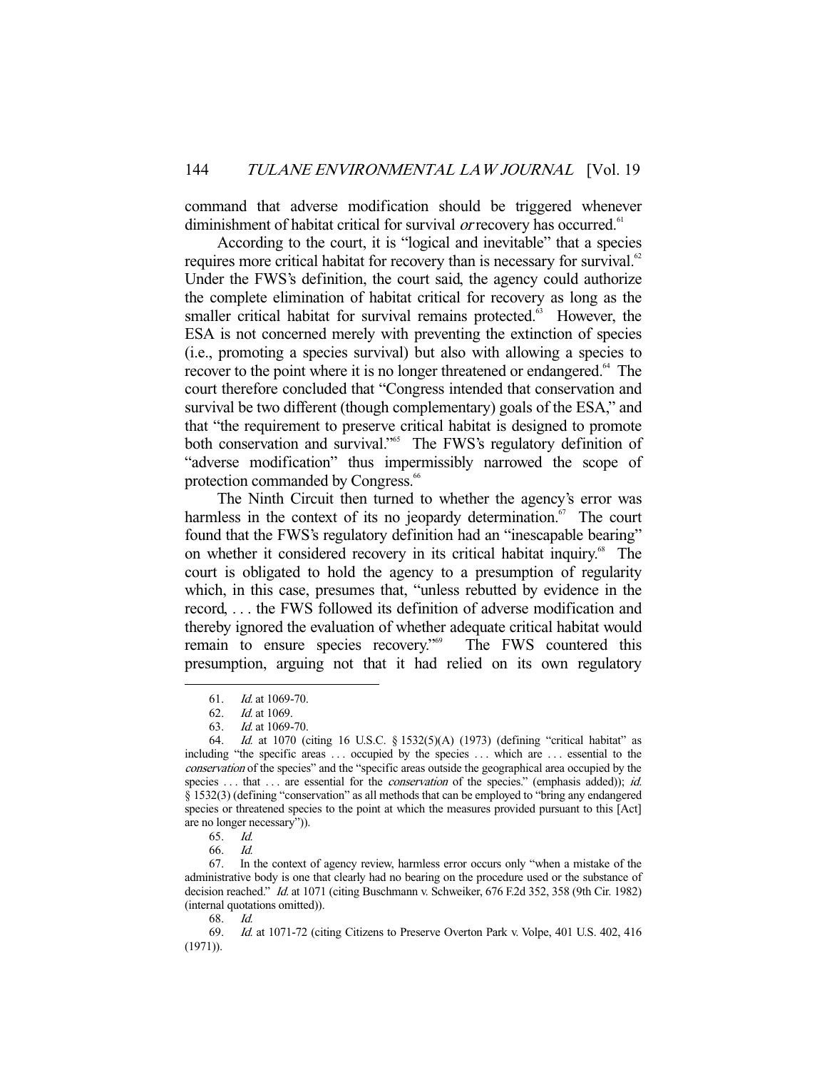command that adverse modification should be triggered whenever diminishment of habitat critical for survival *or* recovery has occurred.[61]

According to the court, it is "logical and inevitable" that a species requires more critical habitat for recovery than is necessary for survival.[62] Under the FWS's definition, the court said, the agency could authorize the complete elimination of habitat critical for recovery as long as the smaller critical habitat for survival remains protected.[63] However, the ESA is not concerned merely with preventing the extinction of species (i.e., promoting a species survival) but also with allowing a species to recover to the point where it is no longer threatened or endangered.[64] The court therefore concluded that "Congress intended that conservation and survival be two different (though complementary) goals of the ESA," and that "the requirement to preserve critical habitat is designed to promote both conservation and survival."[65] The FWS's regulatory definition of "adverse modification" thus impermissibly narrowed the scope of protection commanded by Congress.[66]

The Ninth Circuit then turned to whether the agency's error was harmless in the context of its no jeopardy determination.[67] The court found that the FWS's regulatory definition had an "inescapable bearing" on whether it considered recovery in its critical habitat inquiry.[68] The court is obligated to hold the agency to a presumption of regularity which, in this case, presumes that, "unless rebutted by evidence in the record, . . . the FWS followed its definition of adverse modification and thereby ignored the evaluation of whether adequate critical habitat would remain to ensure species recovery."[69] The FWS countered this presumption, arguing not that it had relied on its own regulatory

---

61. *Id.* at 1069-70.

62. *Id.* at 1069.

63. *Id.* at 1069-70.

64. *Id.* at 1070 (citing 16 U.S.C. § 1532(5)(A) (1973) (defining "critical habitat" as including "the specific areas . . . occupied by the species . . . which are . . . essential to the *conservation* of the species" and the "specific areas outside the geographical area occupied by the species . . . that . . . are essential for the *conservation* of the species." (emphasis added)); *id.* § 1532(3) (defining "conservation" as all methods that can be employed to "bring any endangered species or threatened species to the point at which the measures provided pursuant to this [Act] are no longer necessary")).

65. *Id.*

66. *Id.*

67. In the context of agency review, harmless error occurs only "when a mistake of the administrative body is one that clearly had no bearing on the procedure used or the substance of decision reached." *Id.* at 1071 (citing Buschmann v. Schweiker, 676 F.2d 352, 358 (9th Cir. 1982) (internal quotations omitted)).

68. *Id.*

69. *Id.* at 1071-72 (citing Citizens to Preserve Overton Park v. Volpe, 401 U.S. 402, 416 (1971)).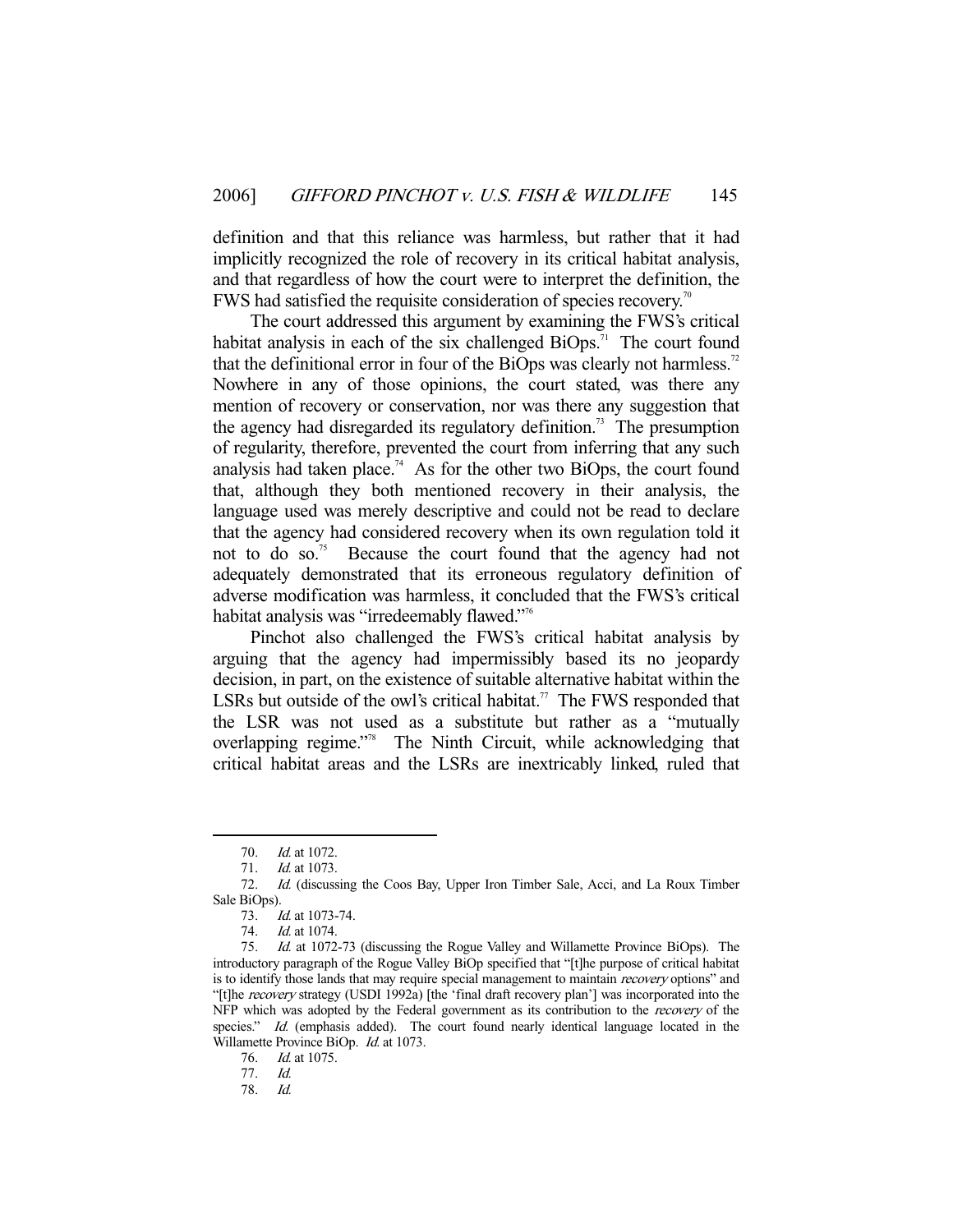definition and that this reliance was harmless, but rather that it had implicitly recognized the role of recovery in its critical habitat analysis, and that regardless of how the court were to interpret the definition, the FWS had satisfied the requisite consideration of species recovery.[70]

The court addressed this argument by examining the FWS's critical habitat analysis in each of the six challenged BiOps.[71] The court found that the definitional error in four of the BiOps was clearly not harmless.[72] Nowhere in any of those opinions, the court stated, was there any mention of recovery or conservation, nor was there any suggestion that the agency had disregarded its regulatory definition.[73] The presumption of regularity, therefore, prevented the court from inferring that any such analysis had taken place.[74] As for the other two BiOps, the court found that, although they both mentioned recovery in their analysis, the language used was merely descriptive and could not be read to declare that the agency had considered recovery when its own regulation told it not to do so.[75] Because the court found that the agency had not adequately demonstrated that its erroneous regulatory definition of adverse modification was harmless, it concluded that the FWS's critical habitat analysis was "irredeemably flawed."[76]

Pinchot also challenged the FWS's critical habitat analysis by arguing that the agency had impermissibly based its no jeopardy decision, in part, on the existence of suitable alternative habitat within the LSRs but outside of the owl's critical habitat.[77] The FWS responded that the LSR was not used as a substitute but rather as a "mutually overlapping regime."[78] The Ninth Circuit, while acknowledging that critical habitat areas and the LSRs are inextricably linked, ruled that

---

70. *Id.* at 1072.

71. *Id.* at 1073.

72. *Id.* (discussing the Coos Bay, Upper Iron Timber Sale, Acci, and La Roux Timber Sale BiOps).

73. *Id.* at 1073-74.

74. *Id.* at 1074.

75. *Id.* at 1072-73 (discussing the Rogue Valley and Willamette Province BiOps). The introductory paragraph of the Rogue Valley BiOp specified that "[t]he purpose of critical habitat is to identify those lands that may require special management to maintain *recovery* options" and "[t]he *recovery* strategy (USDI 1992a) [the 'final draft recovery plan'] was incorporated into the NFP which was adopted by the Federal government as its contribution to the *recovery* of the species." *Id.* (emphasis added). The court found nearly identical language located in the Willamette Province BiOp. *Id.* at 1073.

76. *Id.* at 1075.

77. *Id.*

78. *Id.*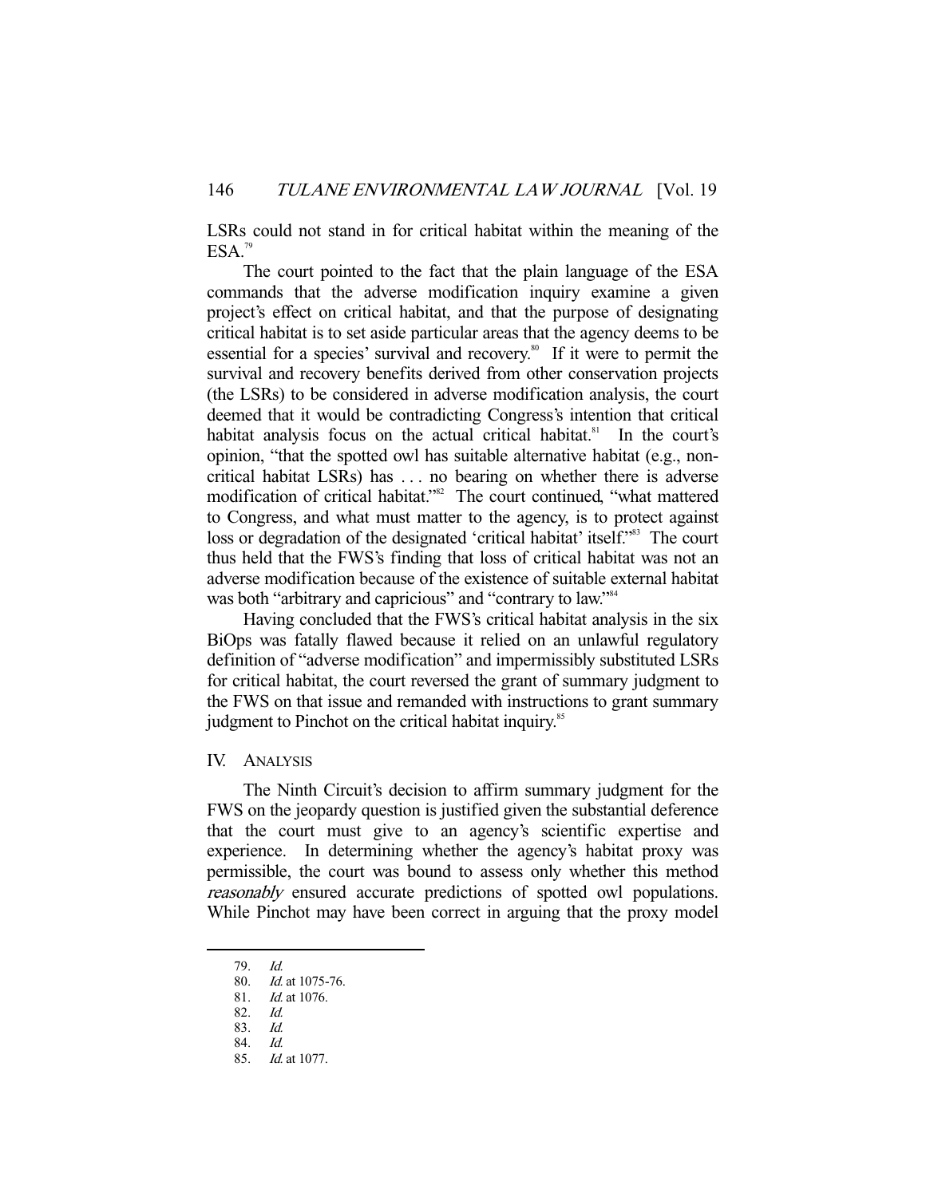LSRs could not stand in for critical habitat within the meaning of the ESA.[79]

The court pointed to the fact that the plain language of the ESA commands that the adverse modification inquiry examine a given project's effect on critical habitat, and that the purpose of designating critical habitat is to set aside particular areas that the agency deems to be essential for a species' survival and recovery.[80] If it were to permit the survival and recovery benefits derived from other conservation projects (the LSRs) to be considered in adverse modification analysis, the court deemed that it would be contradicting Congress's intention that critical habitat analysis focus on the actual critical habitat.[81] In the court's opinion, "that the spotted owl has suitable alternative habitat (e.g., non-critical habitat LSRs) has . . . no bearing on whether there is adverse modification of critical habitat."[82] The court continued, "what mattered to Congress, and what must matter to the agency, is to protect against loss or degradation of the designated 'critical habitat' itself."[83] The court thus held that the FWS's finding that loss of critical habitat was not an adverse modification because of the existence of suitable external habitat was both "arbitrary and capricious" and "contrary to law."[84]

Having concluded that the FWS's critical habitat analysis in the six BiOps was fatally flawed because it relied on an unlawful regulatory definition of "adverse modification" and impermissibly substituted LSRs for critical habitat, the court reversed the grant of summary judgment to the FWS on that issue and remanded with instructions to grant summary judgment to Pinchot on the critical habitat inquiry.[85]

## IV. ANALYSIS

The Ninth Circuit's decision to affirm summary judgment for the FWS on the jeopardy question is justified given the substantial deference that the court must give to an agency's scientific expertise and experience. In determining whether the agency's habitat proxy was permissible, the court was bound to assess only whether this method *reasonably* ensured accurate predictions of spotted owl populations. While Pinchot may have been correct in arguing that the proxy model

---

79. *Id.*

80. *Id.* at 1075-76.

81. *Id.* at 1076.

82. *Id.*

83. *Id.*

84. *Id.*

85. *Id.* at 1077.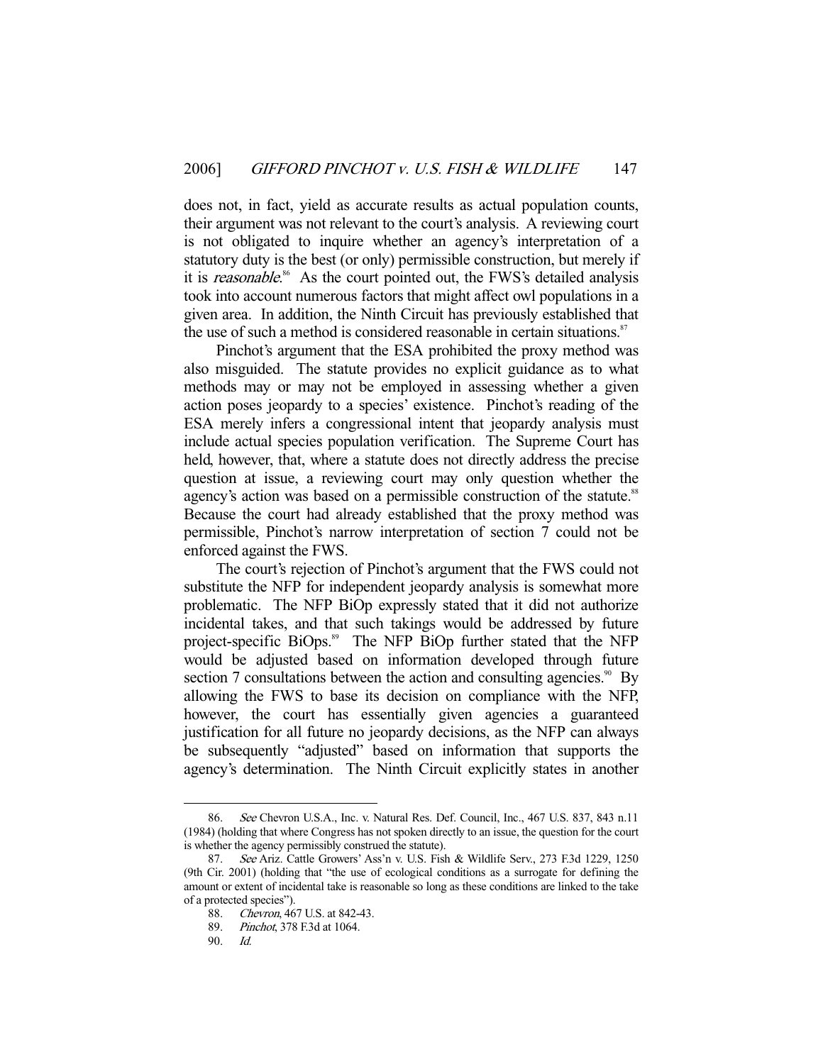does not, in fact, yield as accurate results as actual population counts, their argument was not relevant to the court's analysis. A reviewing court is not obligated to inquire whether an agency's interpretation of a statutory duty is the best (or only) permissible construction, but merely if it is *reasonable*.[86] As the court pointed out, the FWS's detailed analysis took into account numerous factors that might affect owl populations in a given area. In addition, the Ninth Circuit has previously established that the use of such a method is considered reasonable in certain situations.[87]

Pinchot's argument that the ESA prohibited the proxy method was also misguided. The statute provides no explicit guidance as to what methods may or may not be employed in assessing whether a given action poses jeopardy to a species' existence. Pinchot's reading of the ESA merely infers a congressional intent that jeopardy analysis must include actual species population verification. The Supreme Court has held, however, that, where a statute does not directly address the precise question at issue, a reviewing court may only question whether the agency's action was based on a permissible construction of the statute.[88] Because the court had already established that the proxy method was permissible, Pinchot's narrow interpretation of section 7 could not be enforced against the FWS.

The court's rejection of Pinchot's argument that the FWS could not substitute the NFP for independent jeopardy analysis is somewhat more problematic. The NFP BiOp expressly stated that it did not authorize incidental takes, and that such takings would be addressed by future project-specific BiOps.[89] The NFP BiOp further stated that the NFP would be adjusted based on information developed through future section 7 consultations between the action and consulting agencies.[90] By allowing the FWS to base its decision on compliance with the NFP, however, the court has essentially given agencies a guaranteed justification for all future no jeopardy decisions, as the NFP can always be subsequently "adjusted" based on information that supports the agency's determination. The Ninth Circuit explicitly states in another

---

86. *See* Chevron U.S.A., Inc. v. Natural Res. Def. Council, Inc., 467 U.S. 837, 843 n.11 (1984) (holding that where Congress has not spoken directly to an issue, the question for the court is whether the agency permissibly construed the statute).

87. *See* Ariz. Cattle Growers' Ass'n v. U.S. Fish & Wildlife Serv., 273 F.3d 1229, 1250 (9th Cir. 2001) (holding that "the use of ecological conditions as a surrogate for defining the amount or extent of incidental take is reasonable so long as these conditions are linked to the take of a protected species").

88. *Chevron*, 467 U.S. at 842-43.

89. *Pinchot*, 378 F.3d at 1064.

90. *Id.*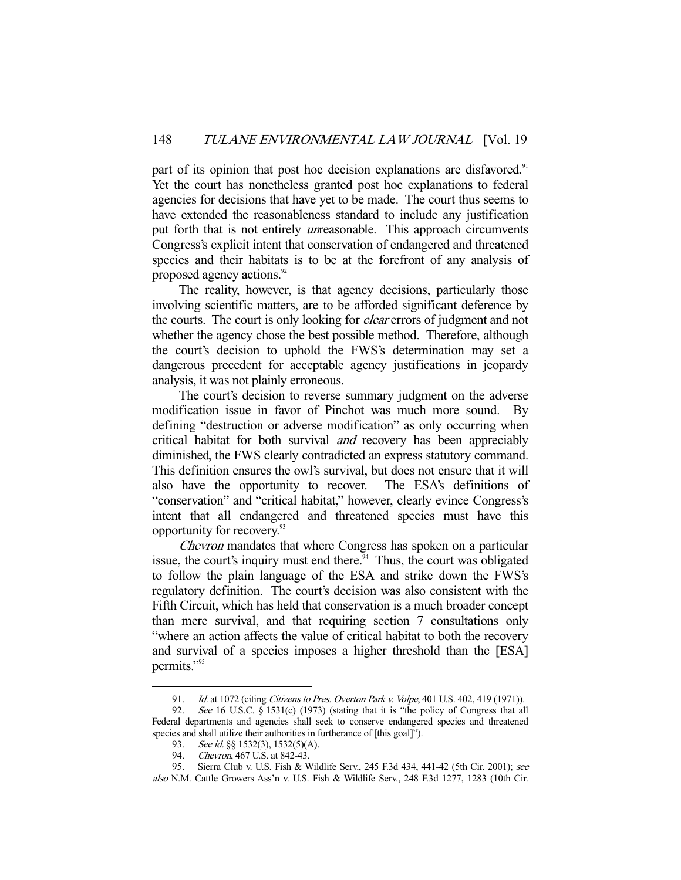part of its opinion that post hoc decision explanations are disfavored.[91] Yet the court has nonetheless granted post hoc explanations to federal agencies for decisions that have yet to be made. The court thus seems to have extended the reasonableness standard to include any justification put forth that is not entirely *un*reasonable. This approach circumvents Congress's explicit intent that conservation of endangered and threatened species and their habitats is to be at the forefront of any analysis of proposed agency actions.[92]

The reality, however, is that agency decisions, particularly those involving scientific matters, are to be afforded significant deference by the courts. The court is only looking for *clear* errors of judgment and not whether the agency chose the best possible method. Therefore, although the court's decision to uphold the FWS's determination may set a dangerous precedent for acceptable agency justifications in jeopardy analysis, it was not plainly erroneous.

The court's decision to reverse summary judgment on the adverse modification issue in favor of Pinchot was much more sound. By defining "destruction or adverse modification" as only occurring when critical habitat for both survival *and* recovery has been appreciably diminished, the FWS clearly contradicted an express statutory command. This definition ensures the owl's survival, but does not ensure that it will also have the opportunity to recover. The ESA's definitions of "conservation" and "critical habitat," however, clearly evince Congress's intent that all endangered and threatened species must have this opportunity for recovery.[93]

*Chevron* mandates that where Congress has spoken on a particular issue, the court's inquiry must end there.[94] Thus, the court was obligated to follow the plain language of the ESA and strike down the FWS's regulatory definition. The court's decision was also consistent with the Fifth Circuit, which has held that conservation is a much broader concept than mere survival, and that requiring section 7 consultations only "where an action affects the value of critical habitat to both the recovery and survival of a species imposes a higher threshold than the [ESA] permits."[95]

---

91. *Id.* at 1072 (citing *Citizens to Pres. Overton Park v. Volpe*, 401 U.S. 402, 419 (1971)).

92. *See* 16 U.S.C. § 1531(c) (1973) (stating that it is "the policy of Congress that all Federal departments and agencies shall seek to conserve endangered species and threatened species and shall utilize their authorities in furtherance of [this goal]").

93. *See id.* §§ 1532(3), 1532(5)(A).

94. *Chevron*, 467 U.S. at 842-43.

95. Sierra Club v. U.S. Fish & Wildlife Serv., 245 F.3d 434, 441-42 (5th Cir. 2001); *see also* N.M. Cattle Growers Ass'n v. U.S. Fish & Wildlife Serv., 248 F.3d 1277, 1283 (10th Cir.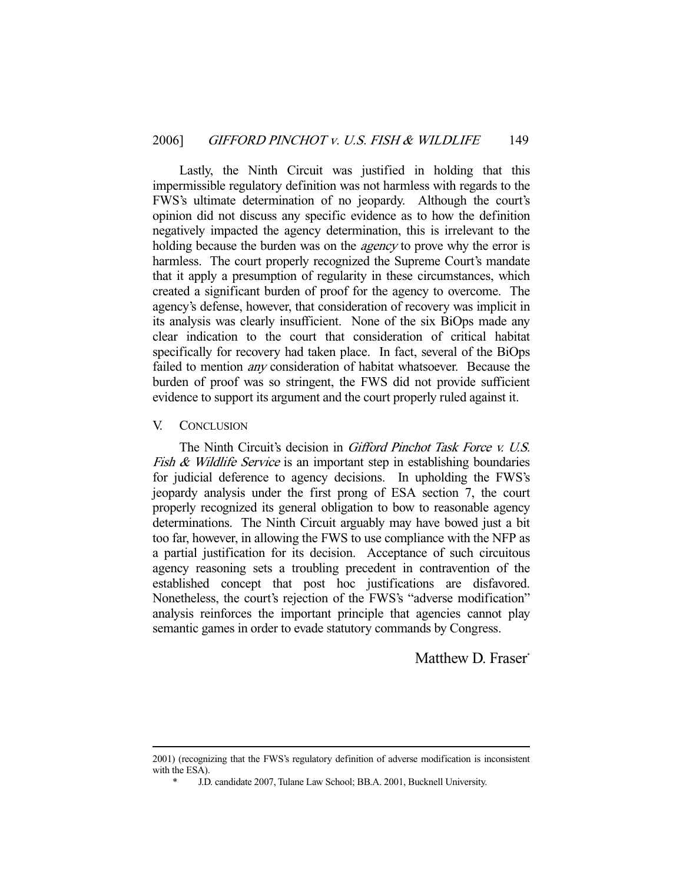Lastly, the Ninth Circuit was justified in holding that this impermissible regulatory definition was not harmless with regards to the FWS's ultimate determination of no jeopardy. Although the court's opinion did not discuss any specific evidence as to how the definition negatively impacted the agency determination, this is irrelevant to the holding because the burden was on the *agency* to prove why the error is harmless. The court properly recognized the Supreme Court's mandate that it apply a presumption of regularity in these circumstances, which created a significant burden of proof for the agency to overcome. The agency's defense, however, that consideration of recovery was implicit in its analysis was clearly insufficient. None of the six BiOps made any clear indication to the court that consideration of critical habitat specifically for recovery had taken place. In fact, several of the BiOps failed to mention *any* consideration of habitat whatsoever. Because the burden of proof was so stringent, the FWS did not provide sufficient evidence to support its argument and the court properly ruled against it.

## V. Conclusion

The Ninth Circuit's decision in *Gifford Pinchot Task Force v. U.S. Fish & Wildlife Service* is an important step in establishing boundaries for judicial deference to agency decisions. In upholding the FWS's jeopardy analysis under the first prong of ESA section 7, the court properly recognized its general obligation to bow to reasonable agency determinations. The Ninth Circuit arguably may have bowed just a bit too far, however, in allowing the FWS to use compliance with the NFP as a partial justification for its decision. Acceptance of such circuitous agency reasoning sets a troubling precedent in contravention of the established concept that post hoc justifications are disfavored. Nonetheless, the court's rejection of the FWS's "adverse modification" analysis reinforces the important principle that agencies cannot play semantic games in order to evade statutory commands by Congress.

Matthew D. Fraser*

---

2001) (recognizing that the FWS's regulatory definition of adverse modification is inconsistent with the ESA).

\* J.D. candidate 2007, Tulane Law School; BB.A. 2001, Bucknell University.